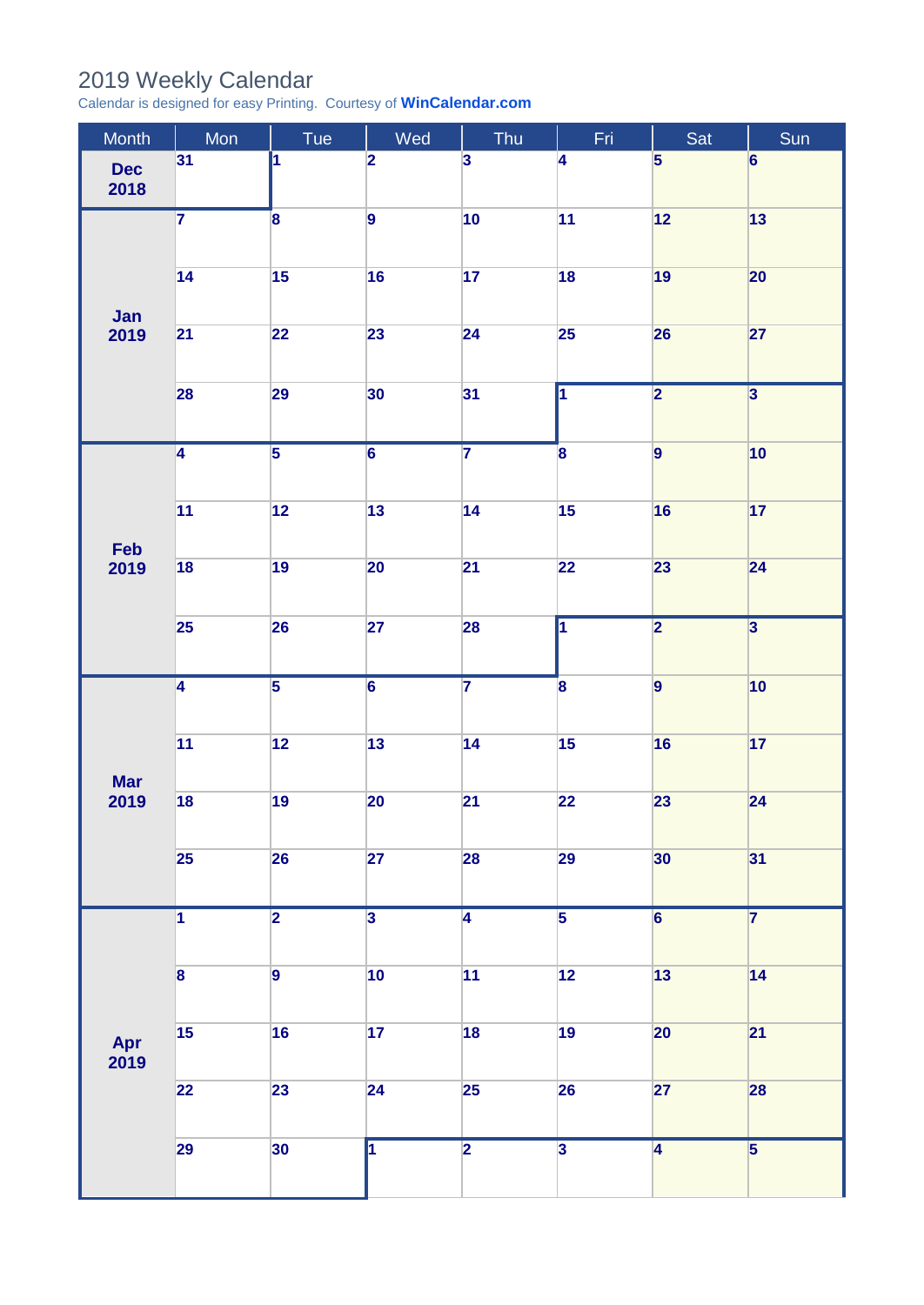# 2019 Weekly Calendar

Calendar is designed for easy Printing. Courtesy of **WinCalendar.com**

| Month | Mon | Tue | Wed | Thu | Fri | Sat | Sun |
|---|---|---|---|---|---|---|---|
| **Dec 2018** | 31 | 1 | 2 | 3 | 4 | 5 | 6 |
| **Jan 2019** | 7 | 8 | 9 | 10 | 11 | 12 | 13 |
| | 14 | 15 | 16 | 17 | 18 | 19 | 20 |
| | 21 | 22 | 23 | 24 | 25 | 26 | 27 |
| | 28 | 29 | 30 | 31 | 1 | 2 | 3 |
| **Feb 2019** | 4 | 5 | 6 | 7 | 8 | 9 | 10 |
| | 11 | 12 | 13 | 14 | 15 | 16 | 17 |
| | 18 | 19 | 20 | 21 | 22 | 23 | 24 |
| | 25 | 26 | 27 | 28 | 1 | 2 | 3 |
| **Mar 2019** | 4 | 5 | 6 | 7 | 8 | 9 | 10 |
| | 11 | 12 | 13 | 14 | 15 | 16 | 17 |
| | 18 | 19 | 20 | 21 | 22 | 23 | 24 |
| | 25 | 26 | 27 | 28 | 29 | 30 | 31 |
| **Apr 2019** | 1 | 2 | 3 | 4 | 5 | 6 | 7 |
| | 8 | 9 | 10 | 11 | 12 | 13 | 14 |
| | 15 | 16 | 17 | 18 | 19 | 20 | 21 |
| | 22 | 23 | 24 | 25 | 26 | 27 | 28 |
| | 29 | 30 | 1 | 2 | 3 | 4 | 5 |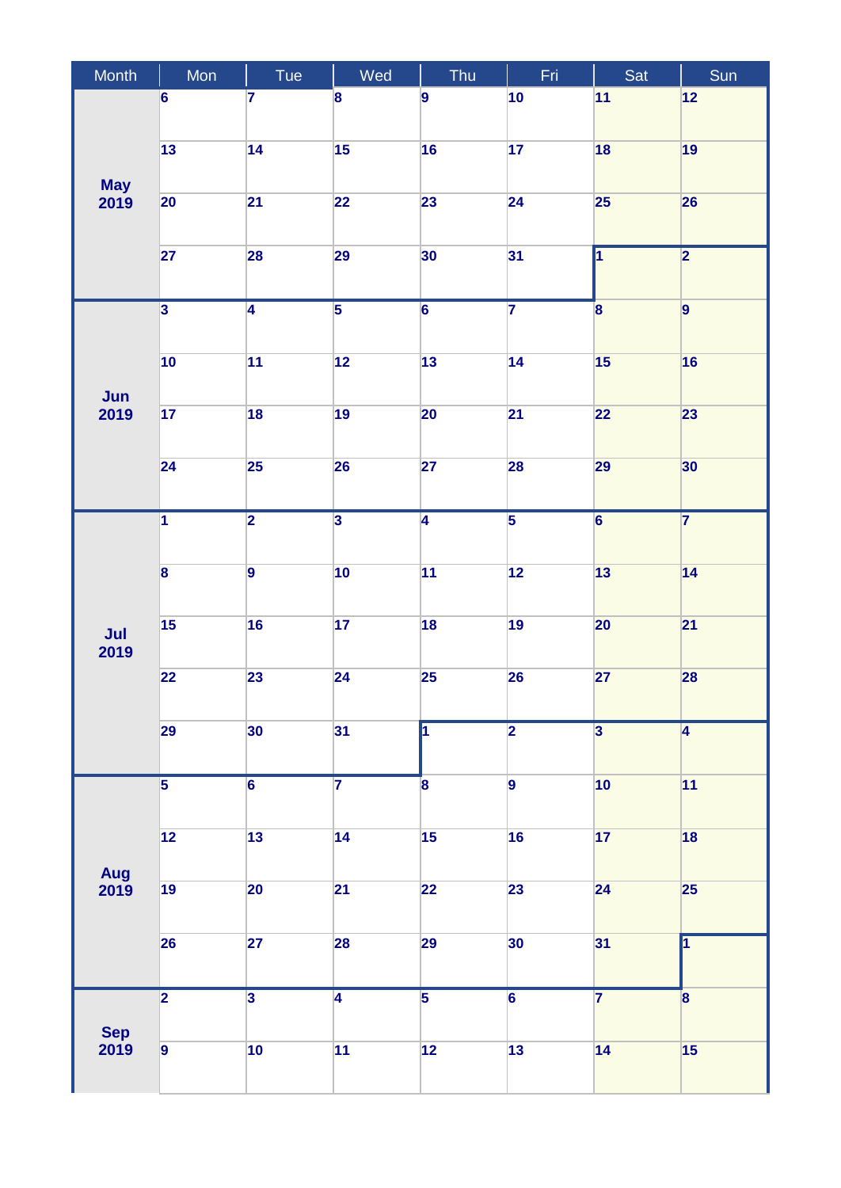| Month | Mon | Tue | Wed | Thu | Fri | Sat | Sun |
|---|---|---|---|---|---|---|---|
| May 2019 | 6 | 7 | 8 | 9 | 10 | 11 | 12 |
| | 13 | 14 | 15 | 16 | 17 | 18 | 19 |
| | 20 | 21 | 22 | 23 | 24 | 25 | 26 |
| | 27 | 28 | 29 | 30 | 31 | 1 | 2 |
| Jun 2019 | 3 | 4 | 5 | 6 | 7 | 8 | 9 |
| | 10 | 11 | 12 | 13 | 14 | 15 | 16 |
| | 17 | 18 | 19 | 20 | 21 | 22 | 23 |
| | 24 | 25 | 26 | 27 | 28 | 29 | 30 |
| Jul 2019 | 1 | 2 | 3 | 4 | 5 | 6 | 7 |
| | 8 | 9 | 10 | 11 | 12 | 13 | 14 |
| | 15 | 16 | 17 | 18 | 19 | 20 | 21 |
| | 22 | 23 | 24 | 25 | 26 | 27 | 28 |
| | 29 | 30 | 31 | 1 | 2 | 3 | 4 |
| Aug 2019 | 5 | 6 | 7 | 8 | 9 | 10 | 11 |
| | 12 | 13 | 14 | 15 | 16 | 17 | 18 |
| | 19 | 20 | 21 | 22 | 23 | 24 | 25 |
| | 26 | 27 | 28 | 29 | 30 | 31 | 1 |
| Sep 2019 | 2 | 3 | 4 | 5 | 6 | 7 | 8 |
| | 9 | 10 | 11 | 12 | 13 | 14 | 15 |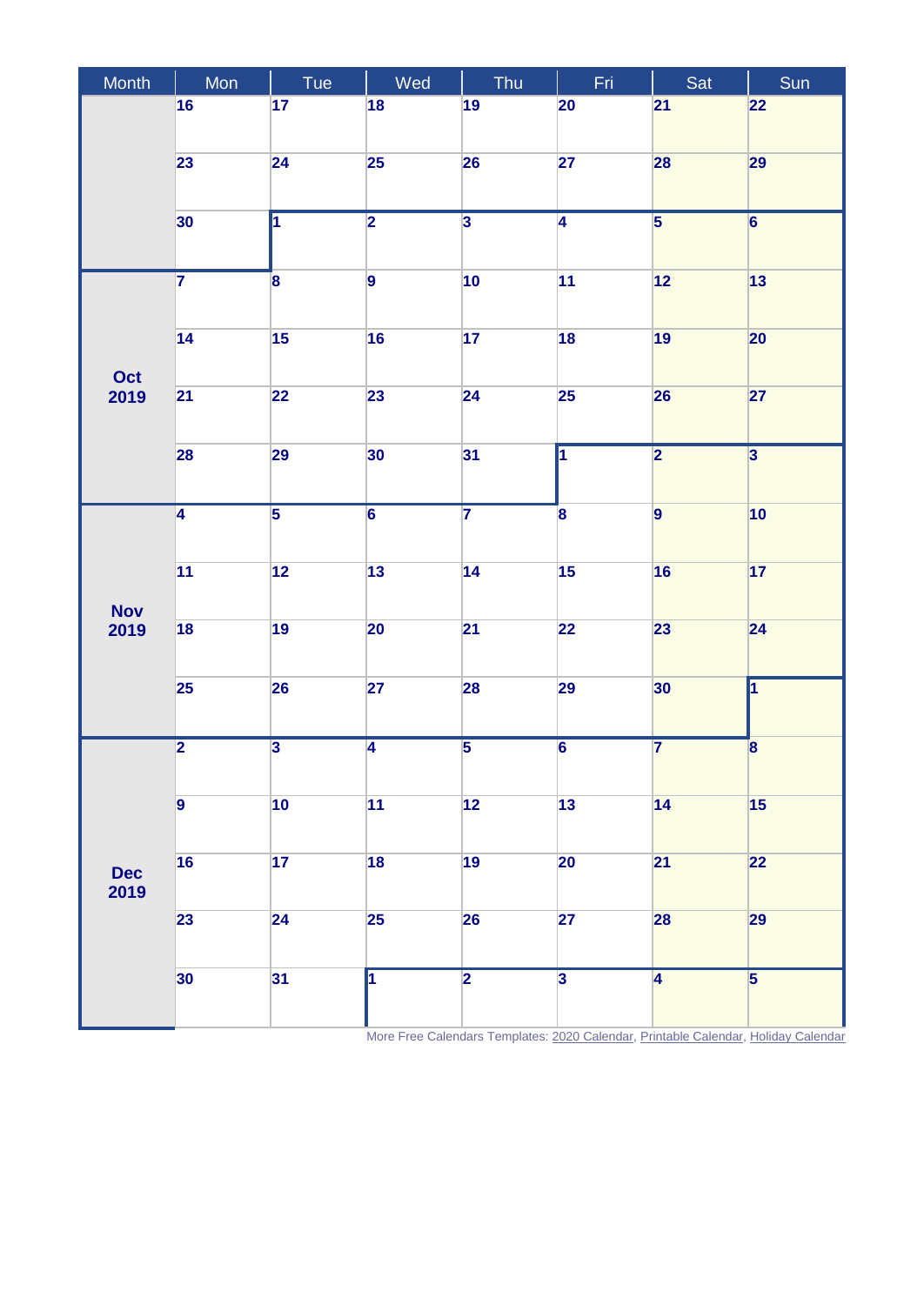| Month | Mon | Tue | Wed | Thu | Fri | Sat | Sun |
|---|---|---|---|---|---|---|---|
| | 16 | 17 | 18 | 19 | 20 | 21 | 22 |
| | 23 | 24 | 25 | 26 | 27 | 28 | 29 |
| | 30 | 1 | 2 | 3 | 4 | 5 | 6 |
| Oct 2019 | 7 | 8 | 9 | 10 | 11 | 12 | 13 |
| | 14 | 15 | 16 | 17 | 18 | 19 | 20 |
| | 21 | 22 | 23 | 24 | 25 | 26 | 27 |
| | 28 | 29 | 30 | 31 | 1 | 2 | 3 |
| Nov 2019 | 4 | 5 | 6 | 7 | 8 | 9 | 10 |
| | 11 | 12 | 13 | 14 | 15 | 16 | 17 |
| | 18 | 19 | 20 | 21 | 22 | 23 | 24 |
| | 25 | 26 | 27 | 28 | 29 | 30 | 1 |
| Dec 2019 | 2 | 3 | 4 | 5 | 6 | 7 | 8 |
| | 9 | 10 | 11 | 12 | 13 | 14 | 15 |
| | 16 | 17 | 18 | 19 | 20 | 21 | 22 |
| | 23 | 24 | 25 | 26 | 27 | 28 | 29 |
| | 30 | 31 | 1 | 2 | 3 | 4 | 5 |

More Free Calendars Templates: 2020 Calendar, Printable Calendar, Holiday Calendar